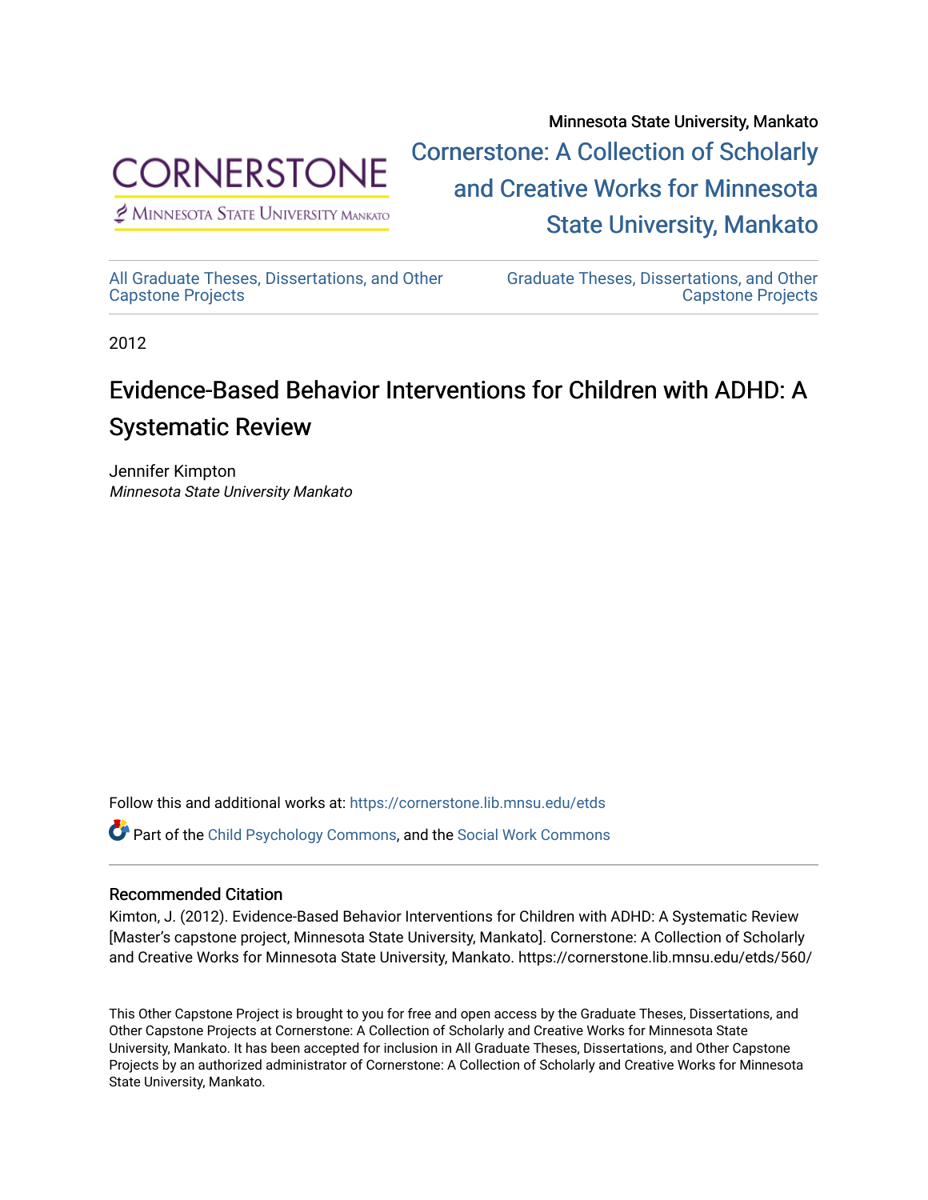Minnesota State University, Mankato

Cornerstone: A Collection of Scholarly and Creative Works for Minnesota State University, Mankato

All Graduate Theses, Dissertations, and Other Capstone Projects

Graduate Theses, Dissertations, and Other Capstone Projects

2012

# Evidence-Based Behavior Interventions for Children with ADHD: A Systematic Review

Jennifer Kimpton
*Minnesota State University Mankato*

Follow this and additional works at: https://cornerstone.lib.mnsu.edu/etds

Part of the Child Psychology Commons, and the Social Work Commons

## Recommended Citation

Kimton, J. (2012). Evidence-Based Behavior Interventions for Children with ADHD: A Systematic Review [Master's capstone project, Minnesota State University, Mankato]. Cornerstone: A Collection of Scholarly and Creative Works for Minnesota State University, Mankato. https://cornerstone.lib.mnsu.edu/etds/560/

This Other Capstone Project is brought to you for free and open access by the Graduate Theses, Dissertations, and Other Capstone Projects at Cornerstone: A Collection of Scholarly and Creative Works for Minnesota State University, Mankato. It has been accepted for inclusion in All Graduate Theses, Dissertations, and Other Capstone Projects by an authorized administrator of Cornerstone: A Collection of Scholarly and Creative Works for Minnesota State University, Mankato.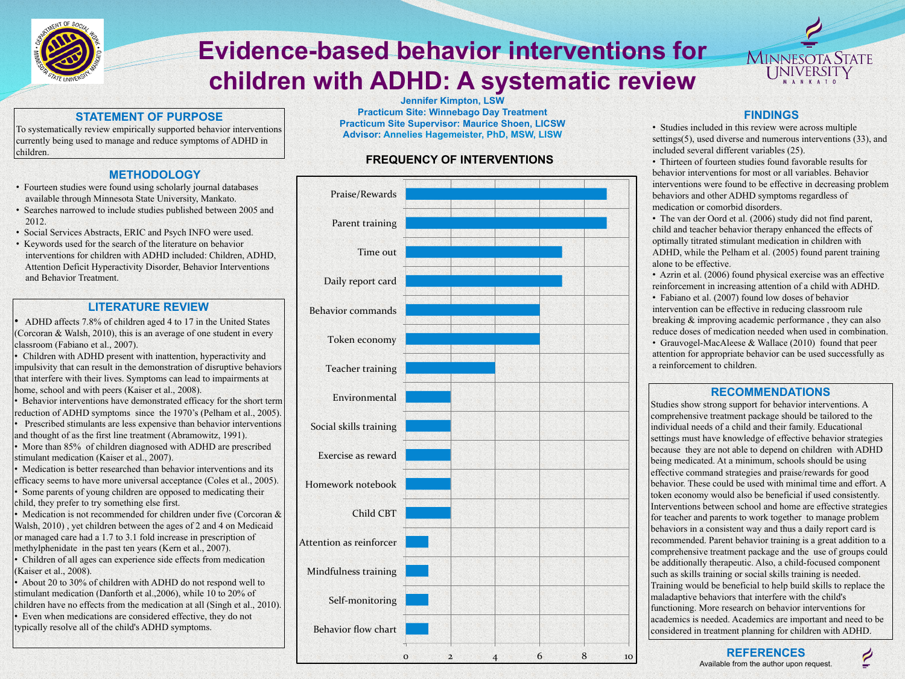# Evidence-based behavior interventions for children with ADHD: A systematic review

**Jennifer Kimpton, LSW**
**Practicum Site: Winnebago Day Treatment**
**Practicum Site Supervisor: Maurice Shoen, LICSW**
**Advisor: Annelies Hagemeister, PhD, MSW, LISW**

## STATEMENT OF PURPOSE

To systematically review empirically supported behavior interventions currently being used to manage and reduce symptoms of ADHD in children.

## METHODOLOGY

- Fourteen studies were found using scholarly journal databases available through Minnesota State University, Mankato.
- Searches narrowed to include studies published between 2005 and 2012.
- Social Services Abstracts, ERIC and Psych INFO were used.
- Keywords used for the search of the literature on behavior interventions for children with ADHD included: Children, ADHD, Attention Deficit Hyperactivity Disorder, Behavior Interventions and Behavior Treatment.

## LITERATURE REVIEW

- ADHD affects 7.8% of children aged 4 to 17 in the United States (Corcoran & Walsh, 2010), this is an average of one student in every classroom (Fabiano et al., 2007).
- Children with ADHD present with inattention, hyperactivity and impulsivity that can result in the demonstration of disruptive behaviors that interfere with their lives. Symptoms can lead to impairments at home, school and with peers (Kaiser et al., 2008).
- Behavior interventions have demonstrated efficacy for the short term reduction of ADHD symptoms since the 1970's (Pelham et al., 2005).
- Prescribed stimulants are less expensive than behavior interventions and thought of as the first line treatment (Abramowitz, 1991).
- More than 85% of children diagnosed with ADHD are prescribed stimulant medication (Kaiser et al., 2007).
- Medication is better researched than behavior interventions and its efficacy seems to have more universal acceptance (Coles et al., 2005).
- Some parents of young children are opposed to medicating their child, they prefer to try something else first.
- Medication is not recommended for children under five (Corcoran & Walsh, 2010) , yet children between the ages of 2 and 4 on Medicaid or managed care had a 1.7 to 3.1 fold increase in prescription of methylphenidate in the past ten years (Kern et al., 2007).
- Children of all ages can experience side effects from medication (Kaiser et al., 2008).
- About 20 to 30% of children with ADHD do not respond well to stimulant medication (Danforth et al.,2006), while 10 to 20% of children have no effects from the medication at all (Singh et al., 2010).
- Even when medications are considered effective, they do not typically resolve all of the child's ADHD symptoms.

## FREQUENCY OF INTERVENTIONS

Praise/Rewards
Parent training
Time out
Daily report card
Behavior commands
Token economy
Teacher training
Environmental
Social skills training
Exercise as reward
Homework notebook
Child CBT
Attention as reinforcer
Mindfulness training
Self-monitoring
Behavior flow chart

0 2 4 6 8 10

## FINDINGS

- Studies included in this review were across multiple settings(5), used diverse and numerous interventions (33), and included several different variables (25).
- Thirteen of fourteen studies found favorable results for behavior interventions for most or all variables. Behavior interventions were found to be effective in decreasing problem behaviors and other ADHD symptoms regardless of medication or comorbid disorders.
- The van der Oord et al. (2006) study did not find parent, child and teacher behavior therapy enhanced the effects of optimally titrated stimulant medication in children with ADHD, while the Pelham et al. (2005) found parent training alone to be effective.
- Azrin et al. (2006) found physical exercise was an effective reinforcement in increasing attention of a child with ADHD.
- Fabiano et al. (2007) found low doses of behavior intervention can be effective in reducing classroom rule breaking & improving academic performance , they can also reduce doses of medication needed when used in combination.
- Grauvogel-MacAleese & Wallace (2010) found that peer attention for appropriate behavior can be used successfully as a reinforcement to children.

## RECOMMENDATIONS

Studies show strong support for behavior interventions. A comprehensive treatment package should be tailored to the individual needs of a child and their family. Educational settings must have knowledge of effective behavior strategies because they are not able to depend on children with ADHD being medicated. At a minimum, schools should be using effective command strategies and praise/rewards for good behavior. These could be used with minimal time and effort. A token economy would also be beneficial if used consistently. Interventions between school and home are effective strategies for teacher and parents to work together to manage problem behaviors in a consistent way and thus a daily report card is recommended. Parent behavior training is a great addition to a comprehensive treatment package and the use of groups could be additionally therapeutic. Also, a child-focused component such as skills training or social skills training is needed. Training would be beneficial to help build skills to replace the maladaptive behaviors that interfere with the child's functioning. More research on behavior interventions for academics is needed. Academics are important and need to be considered in treatment planning for children with ADHD.

## REFERENCES

Available from the author upon request.